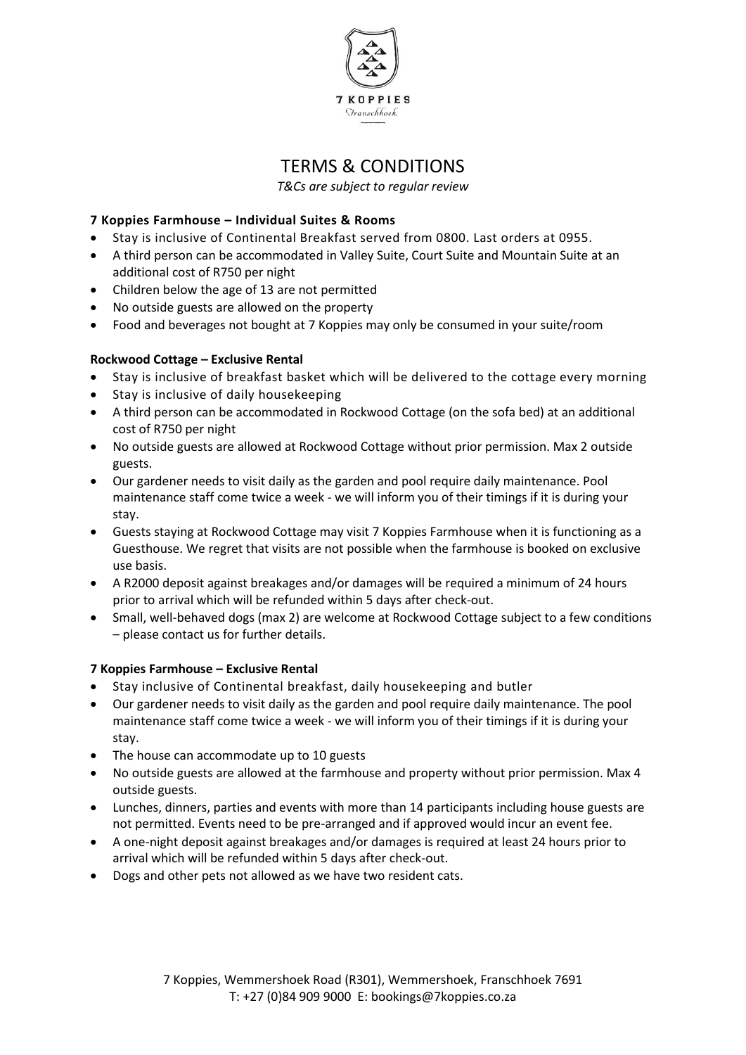7 KOPPIES
Franschhoek

# TERMS & CONDITIONS

*T&Cs are subject to regular review*

**7 Koppies Farmhouse – Individual Suites & Rooms**

- Stay is inclusive of Continental Breakfast served from 0800. Last orders at 0955.
- A third person can be accommodated in Valley Suite, Court Suite and Mountain Suite at an additional cost of R750 per night
- Children below the age of 13 are not permitted
- No outside guests are allowed on the property
- Food and beverages not bought at 7 Koppies may only be consumed in your suite/room

**Rockwood Cottage – Exclusive Rental**

- Stay is inclusive of breakfast basket which will be delivered to the cottage every morning
- Stay is inclusive of daily housekeeping
- A third person can be accommodated in Rockwood Cottage (on the sofa bed) at an additional cost of R750 per night
- No outside guests are allowed at Rockwood Cottage without prior permission. Max 2 outside guests.
- Our gardener needs to visit daily as the garden and pool require daily maintenance. Pool maintenance staff come twice a week - we will inform you of their timings if it is during your stay.
- Guests staying at Rockwood Cottage may visit 7 Koppies Farmhouse when it is functioning as a Guesthouse. We regret that visits are not possible when the farmhouse is booked on exclusive use basis.
- A R2000 deposit against breakages and/or damages will be required a minimum of 24 hours prior to arrival which will be refunded within 5 days after check-out.
- Small, well-behaved dogs (max 2) are welcome at Rockwood Cottage subject to a few conditions – please contact us for further details.

**7 Koppies Farmhouse – Exclusive Rental**

- Stay inclusive of Continental breakfast, daily housekeeping and butler
- Our gardener needs to visit daily as the garden and pool require daily maintenance. The pool maintenance staff come twice a week - we will inform you of their timings if it is during your stay.
- The house can accommodate up to 10 guests
- No outside guests are allowed at the farmhouse and property without prior permission. Max 4 outside guests.
- Lunches, dinners, parties and events with more than 14 participants including house guests are not permitted. Events need to be pre-arranged and if approved would incur an event fee.
- A one-night deposit against breakages and/or damages is required at least 24 hours prior to arrival which will be refunded within 5 days after check-out.
- Dogs and other pets not allowed as we have two resident cats.

7 Koppies, Wemmershoek Road (R301), Wemmershoek, Franschhoek 7691
T: +27 (0)84 909 9000 E: bookings@7koppies.co.za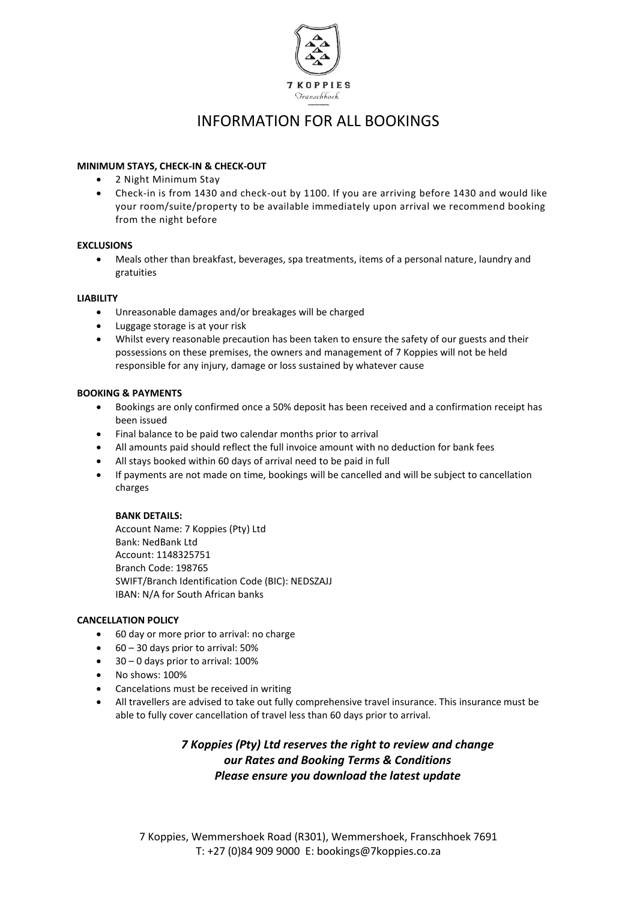7 KOPPIES

Franschhoek

# INFORMATION FOR ALL BOOKINGS

**MINIMUM STAYS, CHECK-IN & CHECK-OUT**

- 2 Night Minimum Stay
- Check-in is from 1430 and check-out by 1100. If you are arriving before 1430 and would like your room/suite/property to be available immediately upon arrival we recommend booking from the night before

**EXCLUSIONS**

- Meals other than breakfast, beverages, spa treatments, items of a personal nature, laundry and gratuities

**LIABILITY**

- Unreasonable damages and/or breakages will be charged
- Luggage storage is at your risk
- Whilst every reasonable precaution has been taken to ensure the safety of our guests and their possessions on these premises, the owners and management of 7 Koppies will not be held responsible for any injury, damage or loss sustained by whatever cause

**BOOKING & PAYMENTS**

- Bookings are only confirmed once a 50% deposit has been received and a confirmation receipt has been issued
- Final balance to be paid two calendar months prior to arrival
- All amounts paid should reflect the full invoice amount with no deduction for bank fees
- All stays booked within 60 days of arrival need to be paid in full
- If payments are not made on time, bookings will be cancelled and will be subject to cancellation charges

**BANK DETAILS:**
Account Name: 7 Koppies (Pty) Ltd
Bank: NedBank Ltd
Account: 1148325751
Branch Code: 198765
SWIFT/Branch Identification Code (BIC): NEDSZAJJ
IBAN: N/A for South African banks

**CANCELLATION POLICY**

- 60 day or more prior to arrival: no charge
- 60 – 30 days prior to arrival: 50%
- 30 – 0 days prior to arrival: 100%
- No shows: 100%
- Cancelations must be received in writing
- All travellers are advised to take out fully comprehensive travel insurance. This insurance must be able to fully cover cancellation of travel less than 60 days prior to arrival.

***7 Koppies (Pty) Ltd reserves the right to review and change our Rates and Booking Terms & Conditions***
***Please ensure you download the latest update***

7 Koppies, Wemmershoek Road (R301), Wemmershoek, Franschhoek 7691
T: +27 (0)84 909 9000 E: bookings@7koppies.co.za